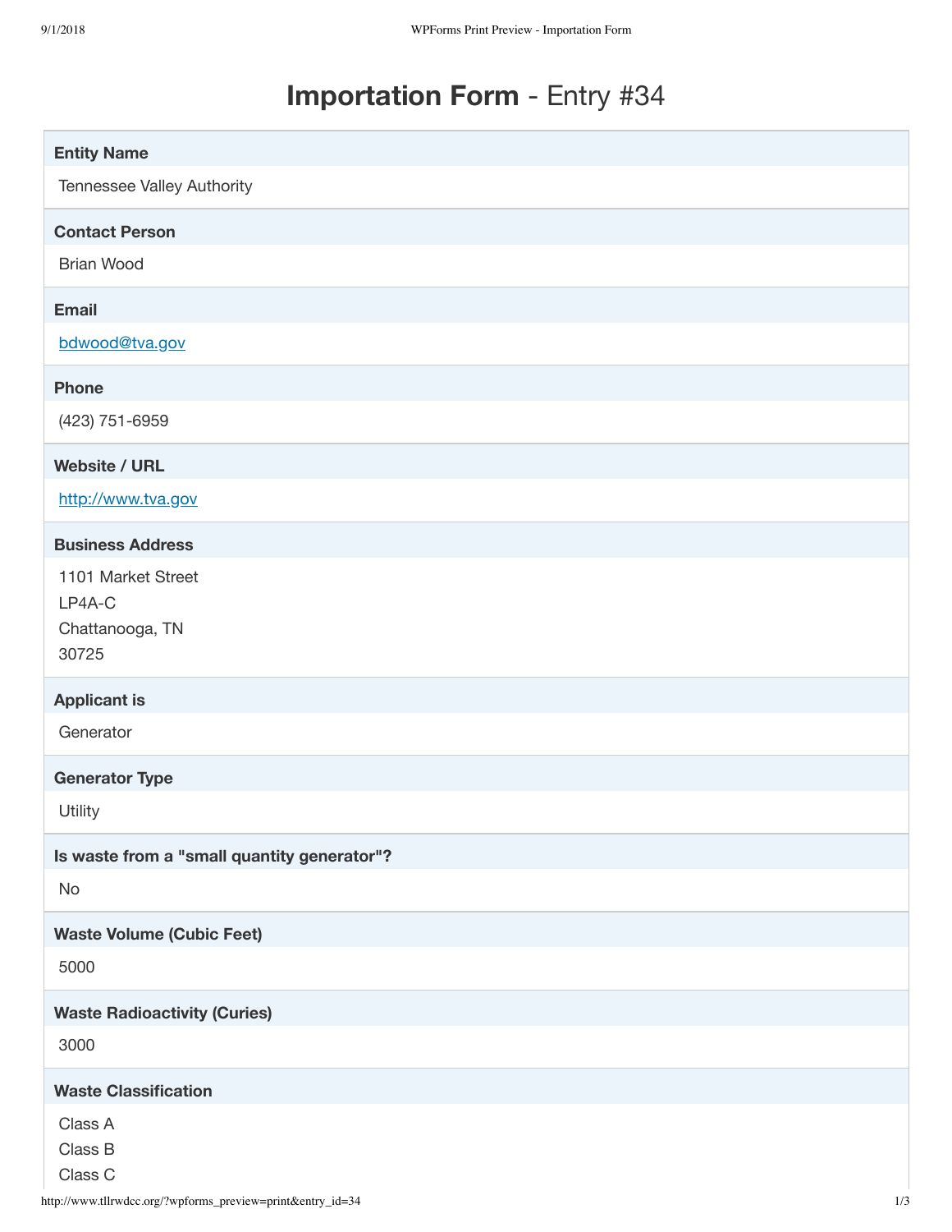# **Importation Form** - Entry #34

**Entity Name**

Tennessee Valley Authority

**Contact Person**

Brian Wood

**Email**

bdwood@tva.gov

**Phone**

(423) 751-6959

**Website / URL**

http://www.tva.gov

**Business Address**

1101 Market Street
LP4A-C
Chattanooga, TN
30725

**Applicant is**

Generator

**Generator Type**

Utility

**Is waste from a "small quantity generator"?**

No

**Waste Volume (Cubic Feet)**

5000

**Waste Radioactivity (Curies)**

3000

**Waste Classification**

Class A
Class B
Class C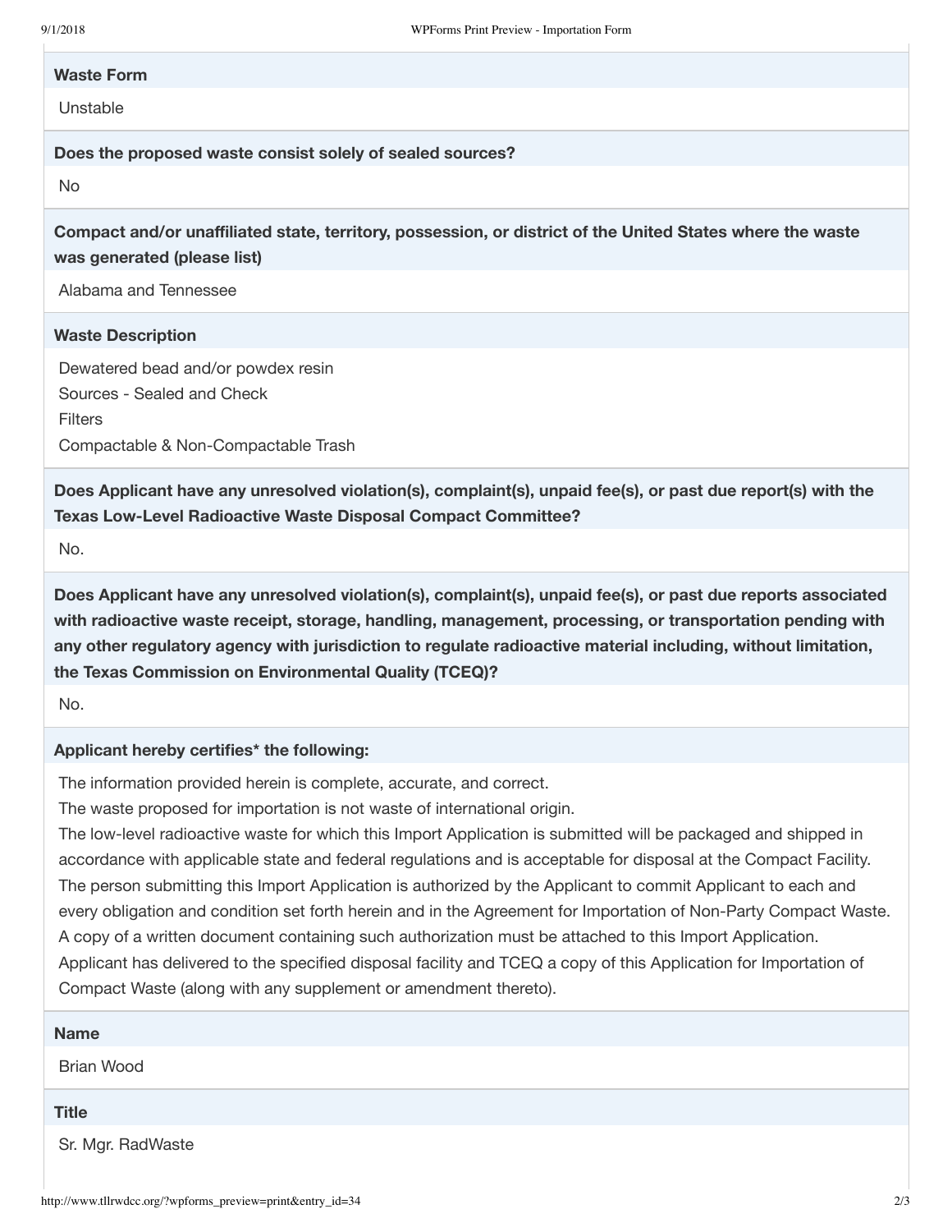**Waste Form**

Unstable

**Does the proposed waste consist solely of sealed sources?**

No

**Compact and/or unaffiliated state, territory, possession, or district of the United States where the waste was generated (please list)**

Alabama and Tennessee

**Waste Description**

Dewatered bead and/or powdex resin
Sources - Sealed and Check
Filters
Compactable & Non-Compactable Trash

**Does Applicant have any unresolved violation(s), complaint(s), unpaid fee(s), or past due report(s) with the Texas Low-Level Radioactive Waste Disposal Compact Committee?**

No.

**Does Applicant have any unresolved violation(s), complaint(s), unpaid fee(s), or past due reports associated with radioactive waste receipt, storage, handling, management, processing, or transportation pending with any other regulatory agency with jurisdiction to regulate radioactive material including, without limitation, the Texas Commission on Environmental Quality (TCEQ)?**

No.

**Applicant hereby certifies* the following:**

The information provided herein is complete, accurate, and correct.
The waste proposed for importation is not waste of international origin.
The low-level radioactive waste for which this Import Application is submitted will be packaged and shipped in accordance with applicable state and federal regulations and is acceptable for disposal at the Compact Facility.
The person submitting this Import Application is authorized by the Applicant to commit Applicant to each and every obligation and condition set forth herein and in the Agreement for Importation of Non-Party Compact Waste. A copy of a written document containing such authorization must be attached to this Import Application.
Applicant has delivered to the specified disposal facility and TCEQ a copy of this Application for Importation of Compact Waste (along with any supplement or amendment thereto).

**Name**

Brian Wood

**Title**

Sr. Mgr. RadWaste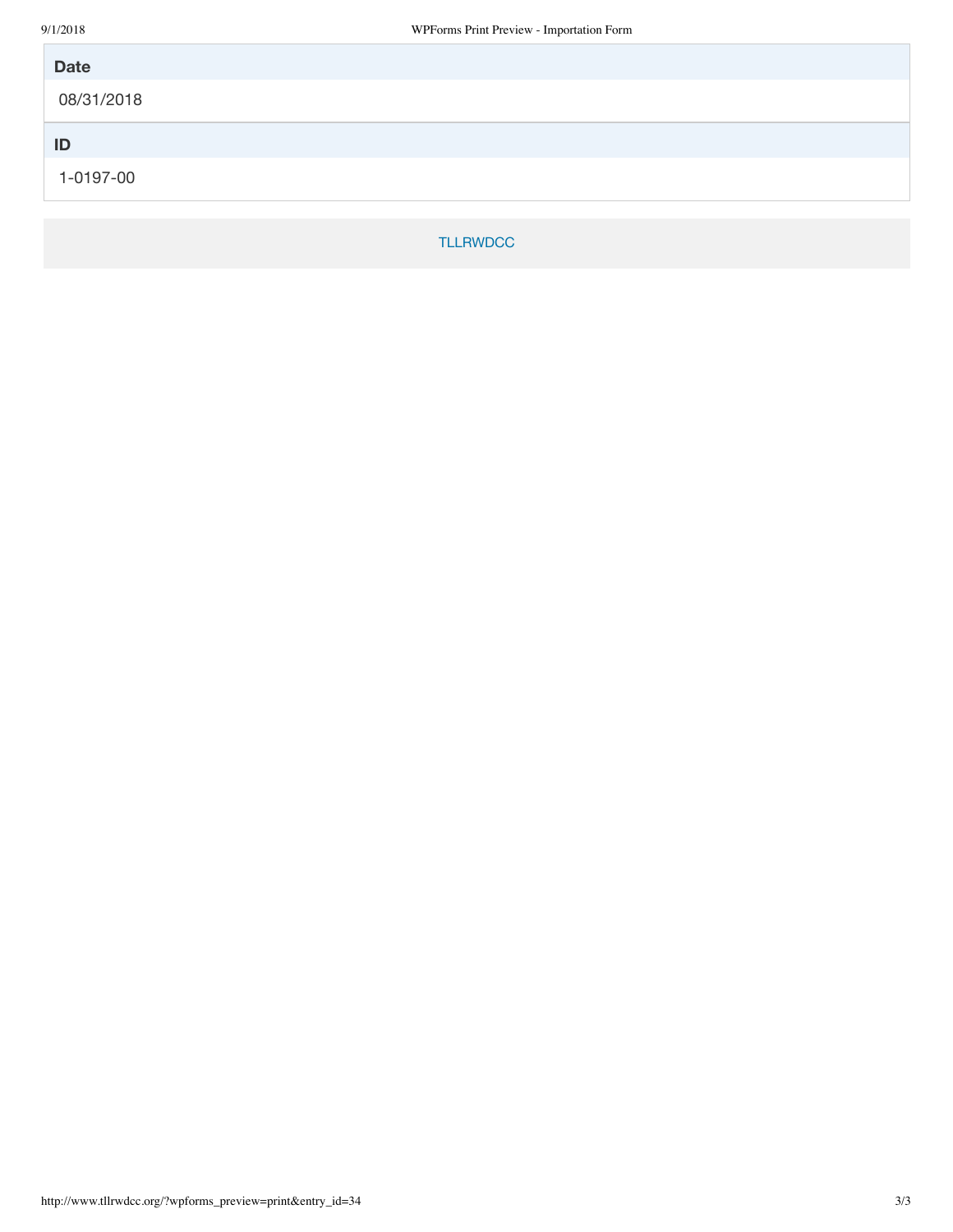**Date**

08/31/2018

**ID**

1-0197-00

TLLRWDCC